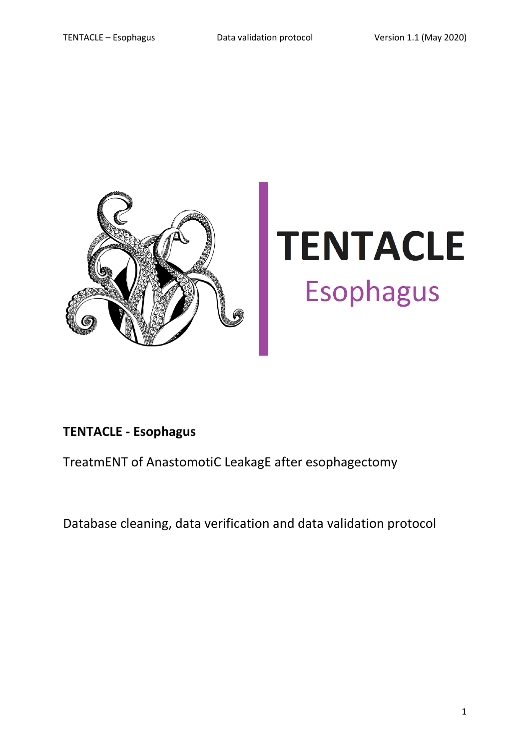# TENTACLE
## Esophagus

**TENTACLE - Esophagus**

TreatmENT of AnastomotiC LeakagE after esophagectomy

Database cleaning, data verification and data validation protocol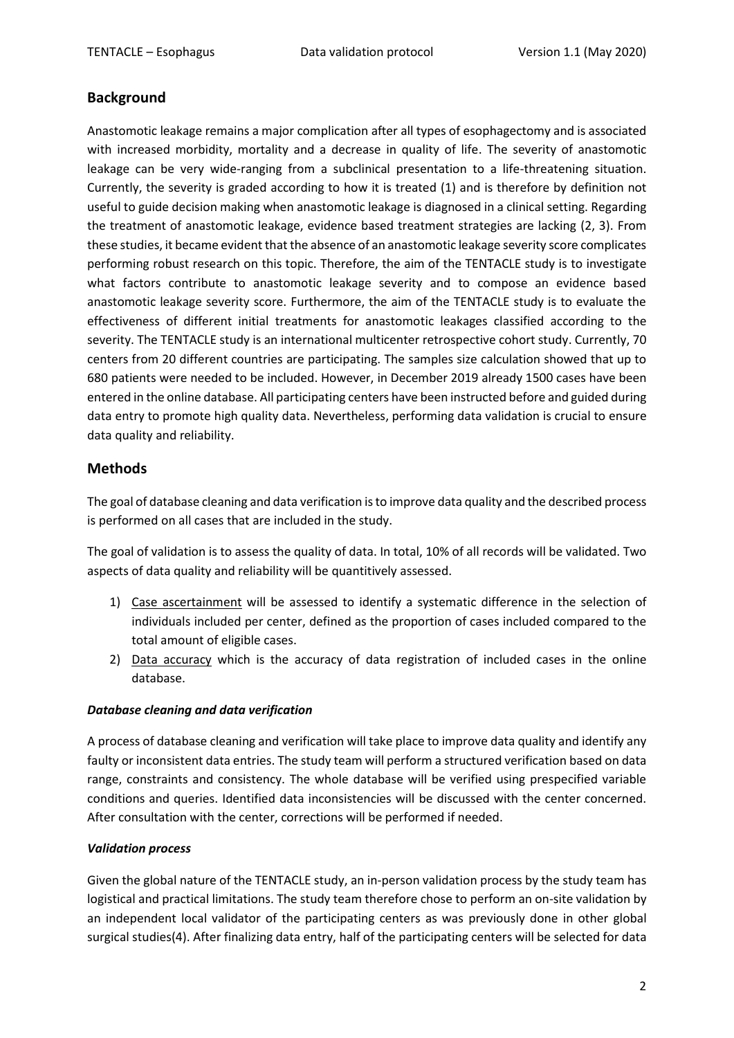## Background

Anastomotic leakage remains a major complication after all types of esophagectomy and is associated with increased morbidity, mortality and a decrease in quality of life. The severity of anastomotic leakage can be very wide-ranging from a subclinical presentation to a life-threatening situation. Currently, the severity is graded according to how it is treated (1) and is therefore by definition not useful to guide decision making when anastomotic leakage is diagnosed in a clinical setting. Regarding the treatment of anastomotic leakage, evidence based treatment strategies are lacking (2, 3). From these studies, it became evident that the absence of an anastomotic leakage severity score complicates performing robust research on this topic. Therefore, the aim of the TENTACLE study is to investigate what factors contribute to anastomotic leakage severity and to compose an evidence based anastomotic leakage severity score. Furthermore, the aim of the TENTACLE study is to evaluate the effectiveness of different initial treatments for anastomotic leakages classified according to the severity. The TENTACLE study is an international multicenter retrospective cohort study. Currently, 70 centers from 20 different countries are participating. The samples size calculation showed that up to 680 patients were needed to be included. However, in December 2019 already 1500 cases have been entered in the online database. All participating centers have been instructed before and guided during data entry to promote high quality data. Nevertheless, performing data validation is crucial to ensure data quality and reliability.

## Methods

The goal of database cleaning and data verification is to improve data quality and the described process is performed on all cases that are included in the study.

The goal of validation is to assess the quality of data. In total, 10% of all records will be validated. Two aspects of data quality and reliability will be quantitively assessed.

1) Case ascertainment will be assessed to identify a systematic difference in the selection of individuals included per center, defined as the proportion of cases included compared to the total amount of eligible cases.
2) Data accuracy which is the accuracy of data registration of included cases in the online database.

### *Database cleaning and data verification*

A process of database cleaning and verification will take place to improve data quality and identify any faulty or inconsistent data entries. The study team will perform a structured verification based on data range, constraints and consistency. The whole database will be verified using prespecified variable conditions and queries. Identified data inconsistencies will be discussed with the center concerned. After consultation with the center, corrections will be performed if needed.

### *Validation process*

Given the global nature of the TENTACLE study, an in-person validation process by the study team has logistical and practical limitations. The study team therefore chose to perform an on-site validation by an independent local validator of the participating centers as was previously done in other global surgical studies(4). After finalizing data entry, half of the participating centers will be selected for data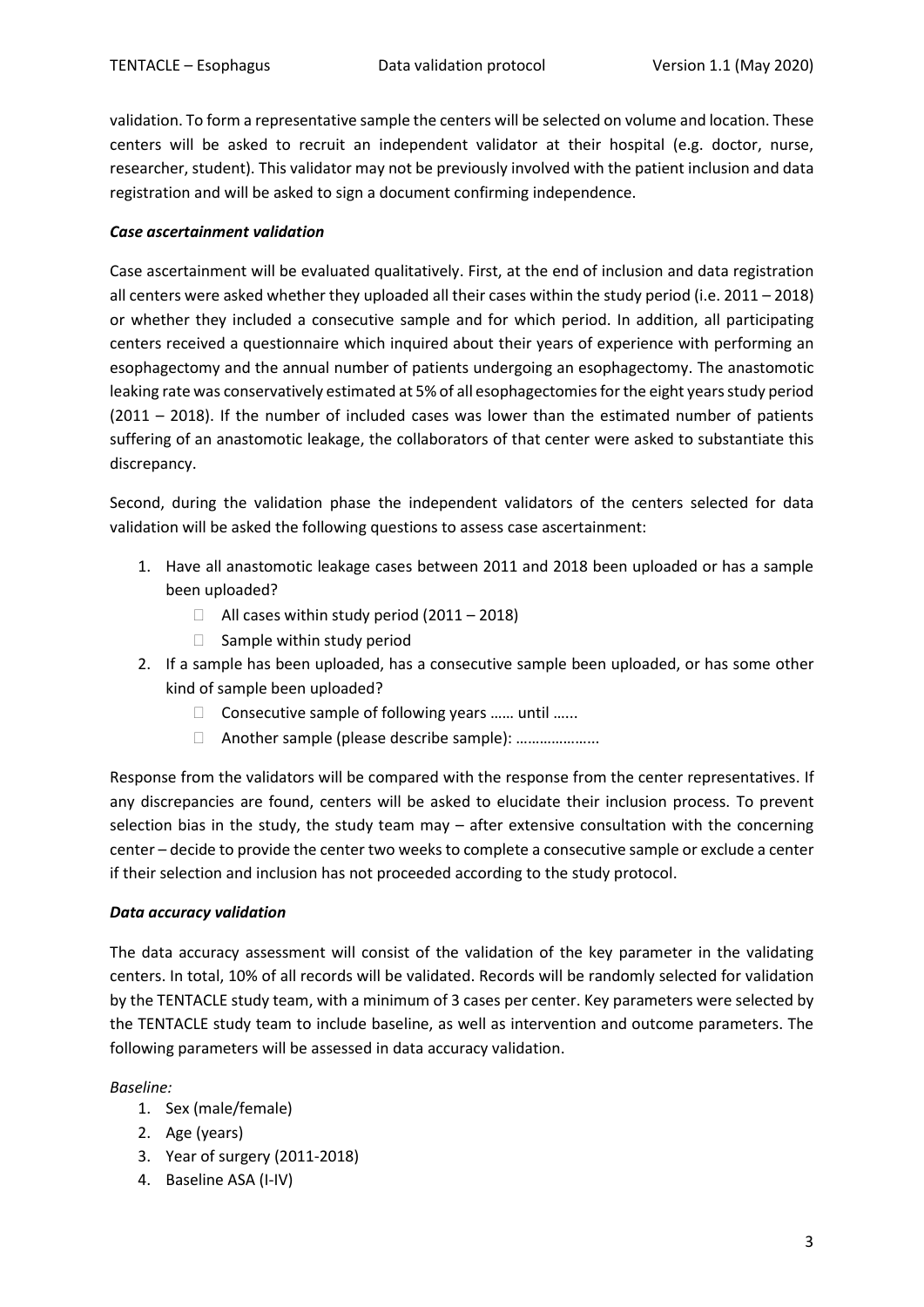validation. To form a representative sample the centers will be selected on volume and location. These centers will be asked to recruit an independent validator at their hospital (e.g. doctor, nurse, researcher, student). This validator may not be previously involved with the patient inclusion and data registration and will be asked to sign a document confirming independence.

***Case ascertainment validation***

Case ascertainment will be evaluated qualitatively. First, at the end of inclusion and data registration all centers were asked whether they uploaded all their cases within the study period (i.e. 2011 – 2018) or whether they included a consecutive sample and for which period. In addition, all participating centers received a questionnaire which inquired about their years of experience with performing an esophagectomy and the annual number of patients undergoing an esophagectomy. The anastomotic leaking rate was conservatively estimated at 5% of all esophagectomies for the eight years study period (2011 – 2018). If the number of included cases was lower than the estimated number of patients suffering of an anastomotic leakage, the collaborators of that center were asked to substantiate this discrepancy.

Second, during the validation phase the independent validators of the centers selected for data validation will be asked the following questions to assess case ascertainment:

1. Have all anastomotic leakage cases between 2011 and 2018 been uploaded or has a sample been uploaded?
   - ☐ All cases within study period (2011 – 2018)
   - ☐ Sample within study period
2. If a sample has been uploaded, has a consecutive sample been uploaded, or has some other kind of sample been uploaded?
   - ☐ Consecutive sample of following years …… until …...
   - ☐ Another sample (please describe sample): ………………...

Response from the validators will be compared with the response from the center representatives. If any discrepancies are found, centers will be asked to elucidate their inclusion process. To prevent selection bias in the study, the study team may – after extensive consultation with the concerning center – decide to provide the center two weeks to complete a consecutive sample or exclude a center if their selection and inclusion has not proceeded according to the study protocol.

***Data accuracy validation***

The data accuracy assessment will consist of the validation of the key parameter in the validating centers. In total, 10% of all records will be validated. Records will be randomly selected for validation by the TENTACLE study team, with a minimum of 3 cases per center. Key parameters were selected by the TENTACLE study team to include baseline, as well as intervention and outcome parameters. The following parameters will be assessed in data accuracy validation.

*Baseline:*

1. Sex (male/female)
2. Age (years)
3. Year of surgery (2011-2018)
4. Baseline ASA (I-IV)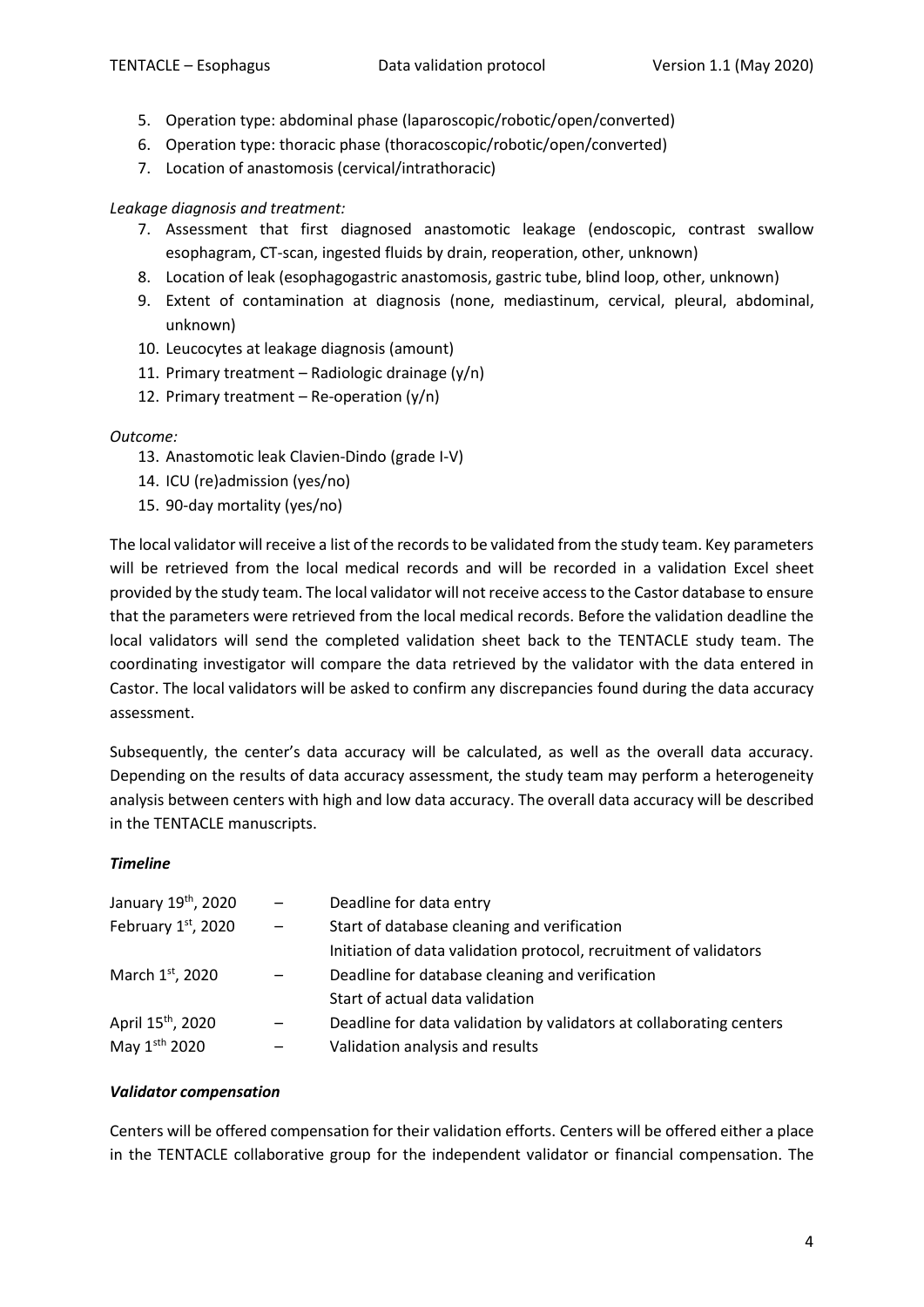5. Operation type: abdominal phase (laparoscopic/robotic/open/converted)
6. Operation type: thoracic phase (thoracoscopic/robotic/open/converted)
7. Location of anastomosis (cervical/intrathoracic)

*Leakage diagnosis and treatment:*

7. Assessment that first diagnosed anastomotic leakage (endoscopic, contrast swallow esophagram, CT-scan, ingested fluids by drain, reoperation, other, unknown)
8. Location of leak (esophagogastric anastomosis, gastric tube, blind loop, other, unknown)
9. Extent of contamination at diagnosis (none, mediastinum, cervical, pleural, abdominal, unknown)
10. Leucocytes at leakage diagnosis (amount)
11. Primary treatment – Radiologic drainage (y/n)
12. Primary treatment – Re-operation (y/n)

*Outcome:*

13. Anastomotic leak Clavien-Dindo (grade I-V)
14. ICU (re)admission (yes/no)
15. 90-day mortality (yes/no)

The local validator will receive a list of the records to be validated from the study team. Key parameters will be retrieved from the local medical records and will be recorded in a validation Excel sheet provided by the study team. The local validator will not receive access to the Castor database to ensure that the parameters were retrieved from the local medical records. Before the validation deadline the local validators will send the completed validation sheet back to the TENTACLE study team. The coordinating investigator will compare the data retrieved by the validator with the data entered in Castor. The local validators will be asked to confirm any discrepancies found during the data accuracy assessment.

Subsequently, the center's data accuracy will be calculated, as well as the overall data accuracy. Depending on the results of data accuracy assessment, the study team may perform a heterogeneity analysis between centers with high and low data accuracy. The overall data accuracy will be described in the TENTACLE manuscripts.

***Timeline***

| | | |
|---|---|---|
| January 19th, 2020 | – | Deadline for data entry |
| February 1st, 2020 | – | Start of database cleaning and verification<br>Initiation of data validation protocol, recruitment of validators |
| March 1st, 2020 | – | Deadline for database cleaning and verification<br>Start of actual data validation |
| April 15th, 2020 | – | Deadline for data validation by validators at collaborating centers |
| May 1sth 2020 | – | Validation analysis and results |

***Validator compensation***

Centers will be offered compensation for their validation efforts. Centers will be offered either a place in the TENTACLE collaborative group for the independent validator or financial compensation. The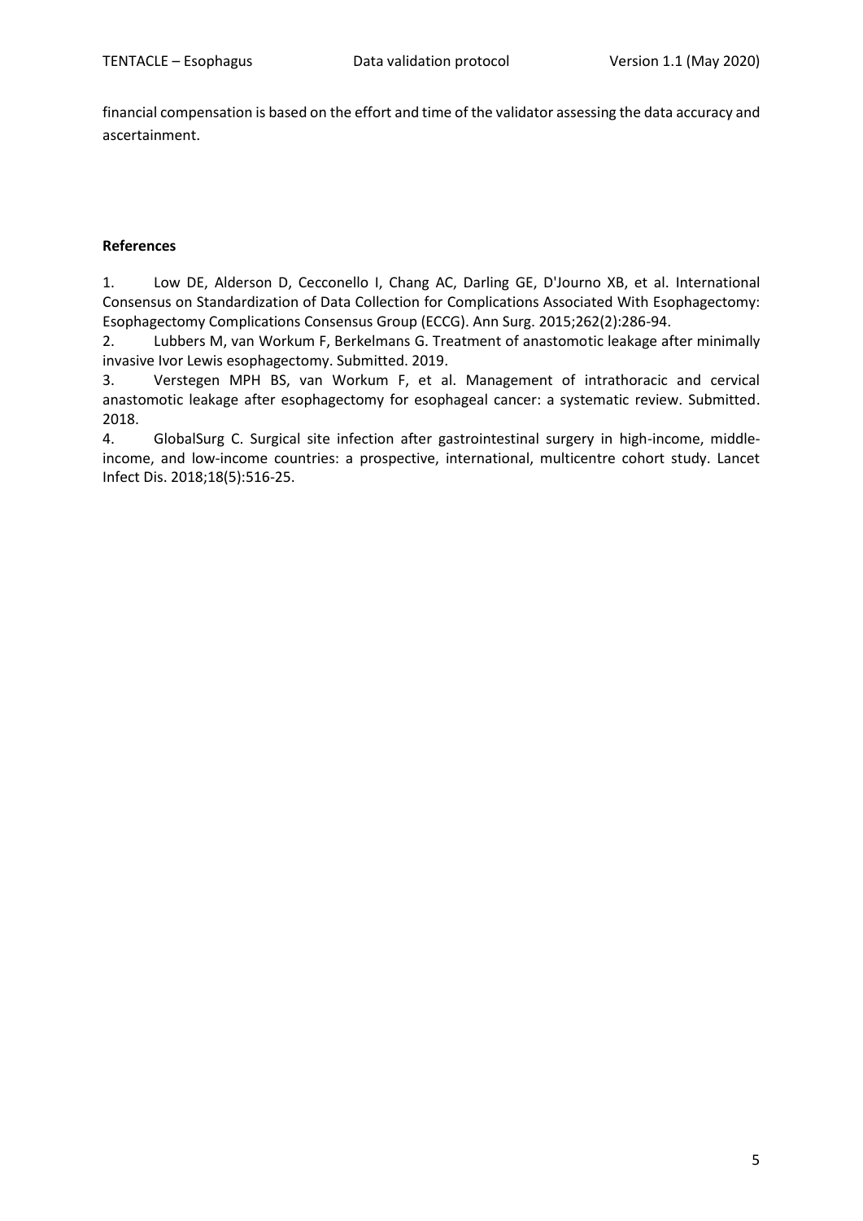financial compensation is based on the effort and time of the validator assessing the data accuracy and ascertainment.

**References**

1. Low DE, Alderson D, Cecconello I, Chang AC, Darling GE, D'Journo XB, et al. International Consensus on Standardization of Data Collection for Complications Associated With Esophagectomy: Esophagectomy Complications Consensus Group (ECCG). Ann Surg. 2015;262(2):286-94.
2. Lubbers M, van Workum F, Berkelmans G. Treatment of anastomotic leakage after minimally invasive Ivor Lewis esophagectomy. Submitted. 2019.
3. Verstegen MPH BS, van Workum F, et al. Management of intrathoracic and cervical anastomotic leakage after esophagectomy for esophageal cancer: a systematic review. Submitted. 2018.
4. GlobalSurg C. Surgical site infection after gastrointestinal surgery in high-income, middle-income, and low-income countries: a prospective, international, multicentre cohort study. Lancet Infect Dis. 2018;18(5):516-25.